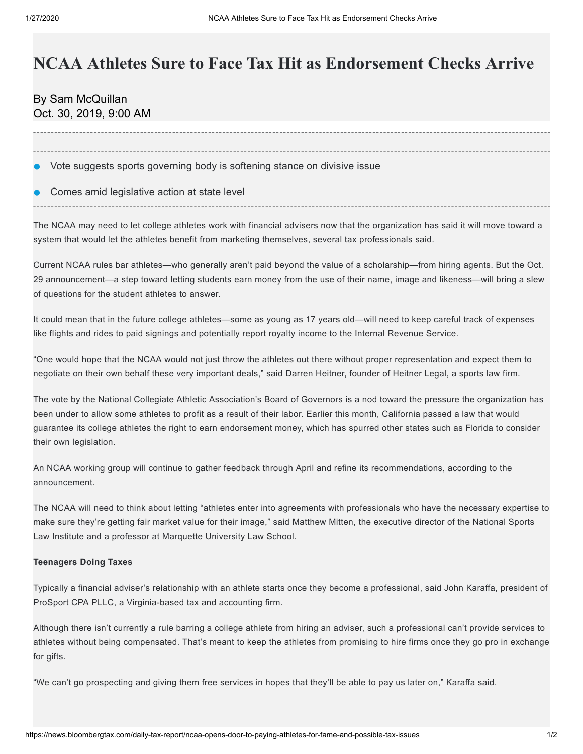# NCAA Athletes Sure to Face Tax Hit as Endorsement Checks Arrive

By Sam McQuillan
Oct. 30, 2019, 9:00 AM

- Vote suggests sports governing body is softening stance on divisive issue
- Comes amid legislative action at state level

The NCAA may need to let college athletes work with financial advisers now that the organization has said it will move toward a system that would let the athletes benefit from marketing themselves, several tax professionals said.

Current NCAA rules bar athletes—who generally aren't paid beyond the value of a scholarship—from hiring agents. But the Oct. 29 announcement—a step toward letting students earn money from the use of their name, image and likeness—will bring a slew of questions for the student athletes to answer.

It could mean that in the future college athletes—some as young as 17 years old—will need to keep careful track of expenses like flights and rides to paid signings and potentially report royalty income to the Internal Revenue Service.

"One would hope that the NCAA would not just throw the athletes out there without proper representation and expect them to negotiate on their own behalf these very important deals," said Darren Heitner, founder of Heitner Legal, a sports law firm.

The vote by the National Collegiate Athletic Association's Board of Governors is a nod toward the pressure the organization has been under to allow some athletes to profit as a result of their labor. Earlier this month, California passed a law that would guarantee its college athletes the right to earn endorsement money, which has spurred other states such as Florida to consider their own legislation.

An NCAA working group will continue to gather feedback through April and refine its recommendations, according to the announcement.

The NCAA will need to think about letting "athletes enter into agreements with professionals who have the necessary expertise to make sure they're getting fair market value for their image," said Matthew Mitten, the executive director of the National Sports Law Institute and a professor at Marquette University Law School.

**Teenagers Doing Taxes**

Typically a financial adviser's relationship with an athlete starts once they become a professional, said John Karaffa, president of ProSport CPA PLLC, a Virginia-based tax and accounting firm.

Although there isn't currently a rule barring a college athlete from hiring an adviser, such a professional can't provide services to athletes without being compensated. That's meant to keep the athletes from promising to hire firms once they go pro in exchange for gifts.

"We can't go prospecting and giving them free services in hopes that they'll be able to pay us later on," Karaffa said.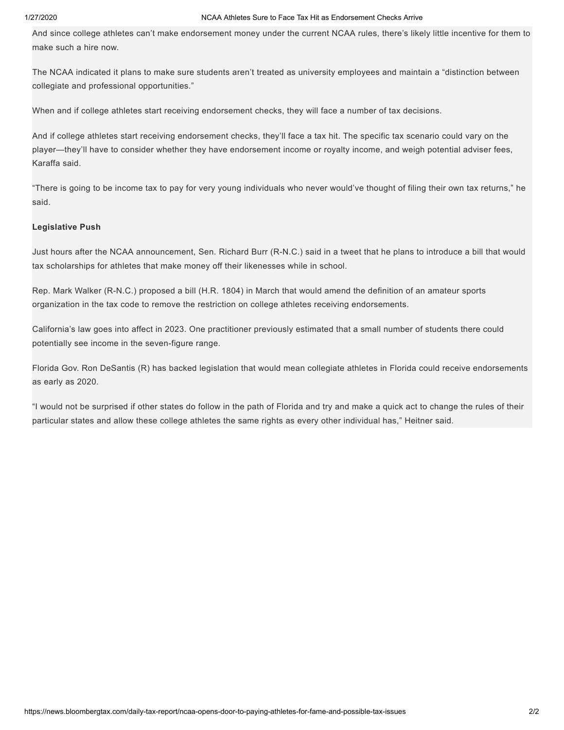And since college athletes can't make endorsement money under the current NCAA rules, there's likely little incentive for them to make such a hire now.

The NCAA indicated it plans to make sure students aren't treated as university employees and maintain a "distinction between collegiate and professional opportunities."

When and if college athletes start receiving endorsement checks, they will face a number of tax decisions.

And if college athletes start receiving endorsement checks, they'll face a tax hit. The specific tax scenario could vary on the player—they'll have to consider whether they have endorsement income or royalty income, and weigh potential adviser fees, Karaffa said.

"There is going to be income tax to pay for very young individuals who never would've thought of filing their own tax returns," he said.

**Legislative Push**

Just hours after the NCAA announcement, Sen. Richard Burr (R-N.C.) said in a tweet that he plans to introduce a bill that would tax scholarships for athletes that make money off their likenesses while in school.

Rep. Mark Walker (R-N.C.) proposed a bill (H.R. 1804) in March that would amend the definition of an amateur sports organization in the tax code to remove the restriction on college athletes receiving endorsements.

California's law goes into affect in 2023. One practitioner previously estimated that a small number of students there could potentially see income in the seven-figure range.

Florida Gov. Ron DeSantis (R) has backed legislation that would mean collegiate athletes in Florida could receive endorsements as early as 2020.

"I would not be surprised if other states do follow in the path of Florida and try and make a quick act to change the rules of their particular states and allow these college athletes the same rights as every other individual has," Heitner said.